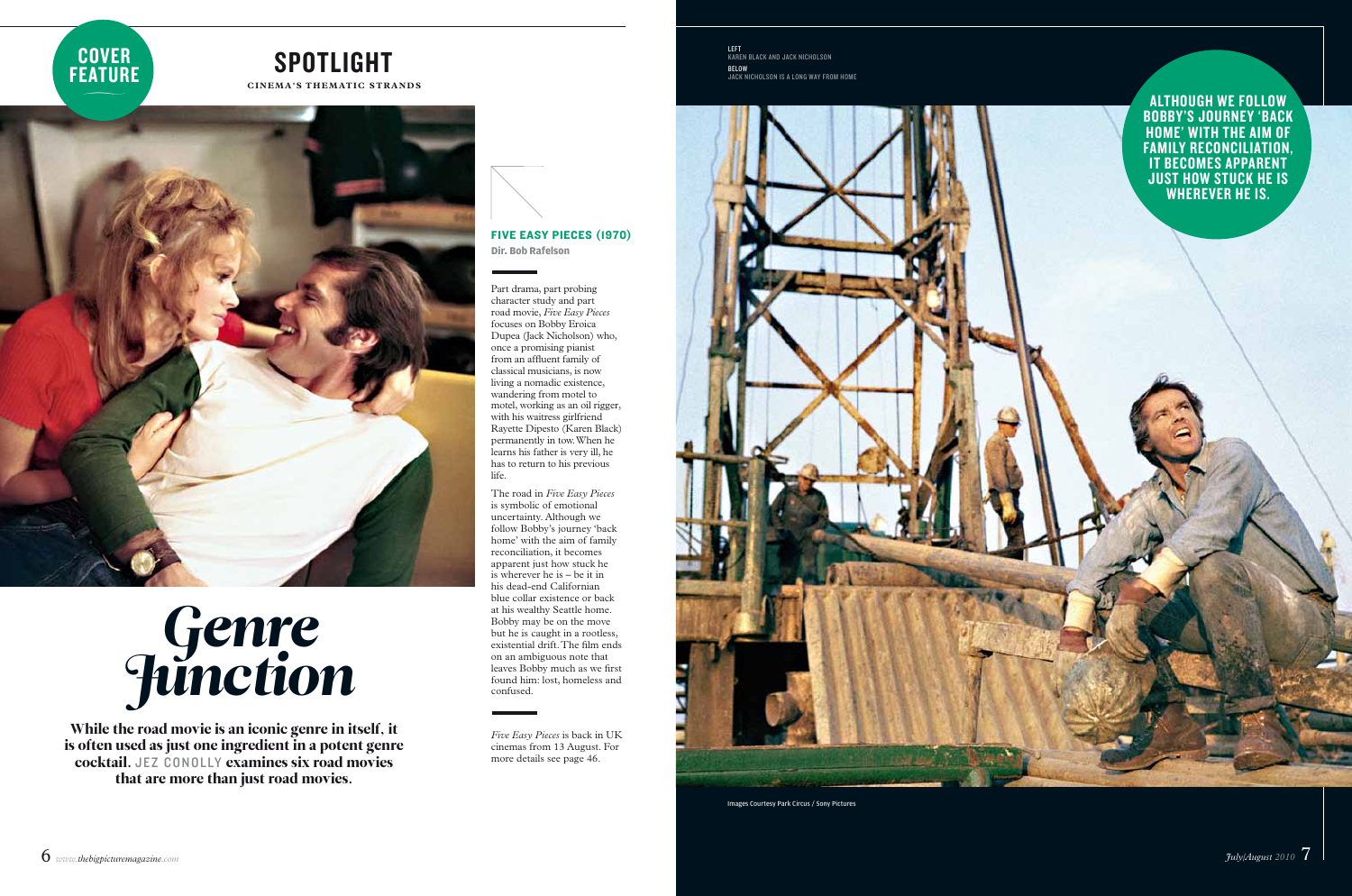COVER FEATURE

# SPOTLIGHT

CINEMA'S THEMATIC STRANDS

# Genre Junction

**While the road movie is an iconic genre in itself, it is often used as just one ingredient in a potent genre cocktail. JEZ CONOLLY examines six road movies that are more than just road movies.**

## FIVE EASY PIECES (1970)

**Dir. Bob Rafelson**

Part drama, part probing character study and part road movie, *Five Easy Pieces* focuses on Bobby Eroica Dupea (Jack Nicholson) who, once a promising pianist from an affluent family of classical musicians, is now living a nomadic existence, wandering from motel to motel, working as an oil rigger, with his waitress girlfriend Rayette Dipesto (Karen Black) permanently in tow. When he learns his father is very ill, he has to return to his previous life.

The road in *Five Easy Pieces* is symbolic of emotional uncertainty. Although we follow Bobby's journey 'back home' with the aim of family reconciliation, it becomes apparent just how stuck he is wherever he is – be it in his dead-end Californian blue collar existence or back at his wealthy Seattle home. Bobby may be on the move but he is caught in a rootless, existential drift. The film ends on an ambiguous note that leaves Bobby much as we first found him: lost, homeless and confused.

*Five Easy Pieces* is back in UK cinemas from 13 August. For more details see page 46.

LEFT
KAREN BLACK AND JACK NICHOLSON

BELOW
JACK NICHOLSON IS A LONG WAY FROM HOME

**ALTHOUGH WE FOLLOW BOBBY'S JOURNEY 'BACK HOME' WITH THE AIM OF FAMILY RECONCILIATION, IT BECOMES APPARENT JUST HOW STUCK HE IS WHEREVER HE IS.**

Images Courtesy Park Circus / Sony Pictures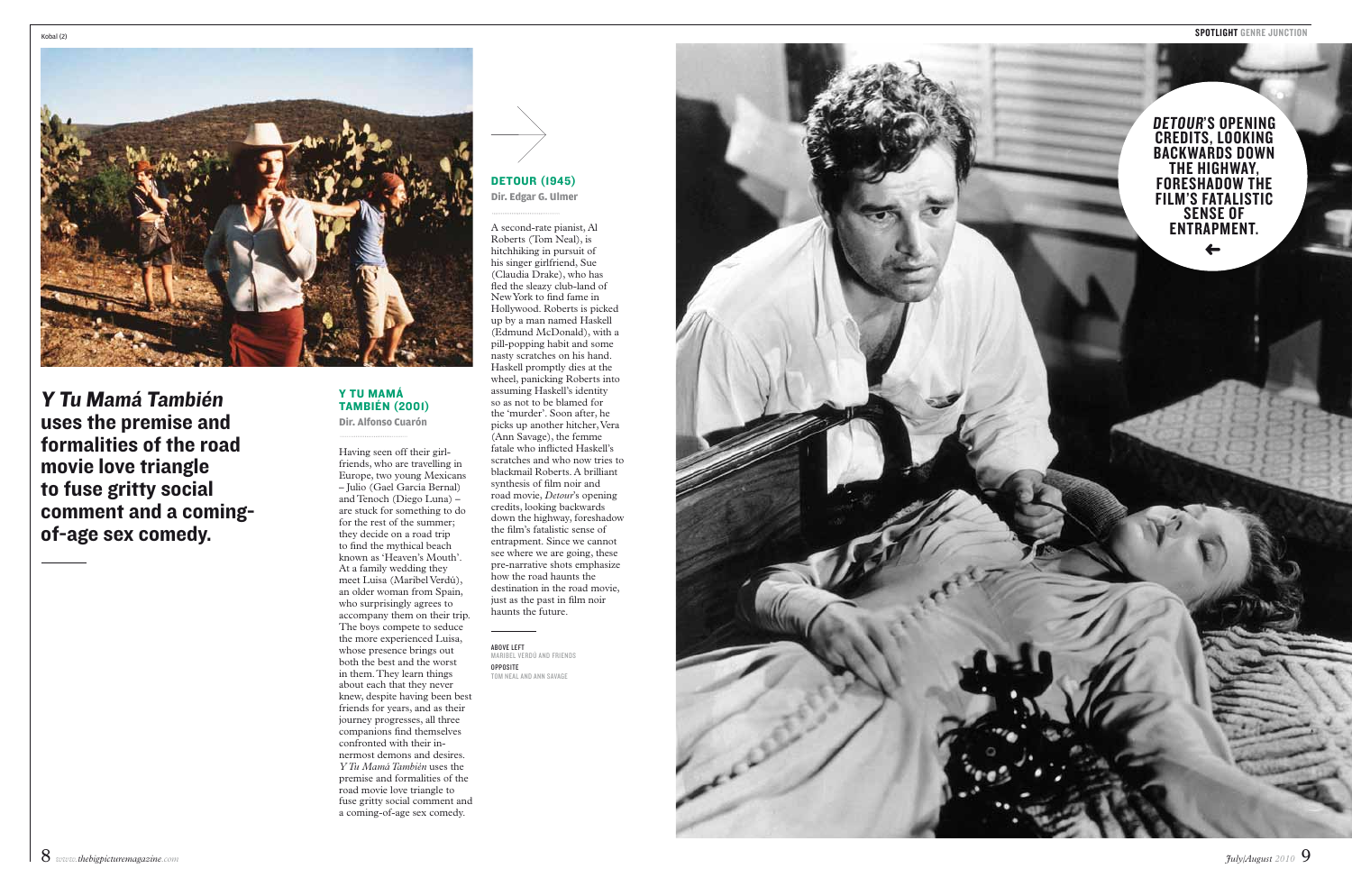Kobal (2)

*Y Tu Mamá También* **uses the premise and formalities of the road movie love triangle to fuse gritty social comment and a coming-of-age sex comedy.**

### Y TU MAMÁ TAMBIÉN (2001)

**Dir. Alfonso Cuarón**

Having seen off their girlfriends, who are travelling in Europe, two young Mexicans – Julio (Gael Garcia Bernal) and Tenoch (Diego Luna) – are stuck for something to do for the rest of the summer; they decide on a road trip to find the mythical beach known as 'Heaven's Mouth'. At a family wedding they meet Luisa (Maribel Verdú), an older woman from Spain, who surprisingly agrees to accompany them on their trip. The boys compete to seduce the more experienced Luisa, whose presence brings out both the best and the worst in them. They learn things about each that they never knew, despite having been best friends for years, and as their journey progresses, all three companions find themselves confronted with their innermost demons and desires. *Y Tu Mamá También* uses the premise and formalities of the road movie love triangle to fuse gritty social comment and a coming-of-age sex comedy.

### DETOUR (1945)

**Dir. Edgar G. Ulmer**

A second-rate pianist, Al Roberts (Tom Neal), is hitchhiking in pursuit of his singer girlfriend, Sue (Claudia Drake), who has fled the sleazy club-land of New York to find fame in Hollywood. Roberts is picked up by a man named Haskell (Edmund McDonald), with a pill-popping habit and some nasty scratches on his hand. Haskell promptly dies at the wheel, panicking Roberts into assuming Haskell's identity so as not to be blamed for the 'murder'. Soon after, he picks up another hitcher, Vera (Ann Savage), the femme fatale who inflicted Haskell's scratches and who now tries to blackmail Roberts. A brilliant synthesis of film noir and road movie, *Detour*'s opening credits, looking backwards down the highway, foreshadow the film's fatalistic sense of entrapment. Since we cannot see where we are going, these pre-narrative shots emphasize how the road haunts the destination in the road movie, just as the past in film noir haunts the future.

**ABOVE LEFT**
MARIBEL VERDÚ AND FRIENDS

**OPPOSITE**
TOM NEAL AND ANN SAVAGE

***DETOUR*'S OPENING CREDITS, LOOKING BACKWARDS DOWN THE HIGHWAY, FORESHADOW THE FILM'S FATALISTIC SENSE OF ENTRAPMENT.**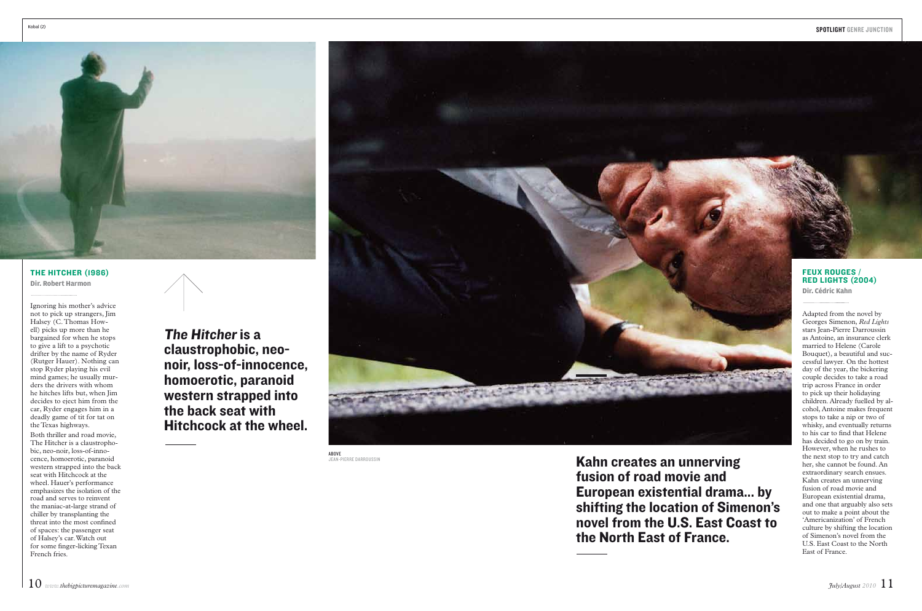## THE HITCHER (1986)

**Dir. Robert Harmon**

Ignoring his mother's advice not to pick up strangers, Jim Halsey (C. Thomas Howell) picks up more than he bargained for when he stops to give a lift to a psychotic drifter by the name of Ryder (Rutger Hauer). Nothing can stop Ryder playing his evil mind games; he usually murders the drivers with whom he hitches lifts but, when Jim decides to eject him from the car, Ryder engages him in a deadly game of tit for tat on the Texas highways.

Both thriller and road movie, The Hitcher is a claustrophobic, neo-noir, loss-of-innocence, homoerotic, paranoid western strapped into the back seat with Hitchcock at the wheel. Hauer's performance emphasizes the isolation of the road and serves to reinvent the maniac-at-large strand of chiller by transplanting the threat into the most confined of spaces: the passenger seat of Halsey's car. Watch out for some finger-licking Texan French fries.

***The Hitcher* is a claustrophobic, neo-noir, loss-of-innocence, homoerotic, paranoid western strapped into the back seat with Hitchcock at the wheel.**

ABOVE
JEAN-PIERRE DARROUSSIN

## FEUX ROUGES / RED LIGHTS (2004)

**Dir. Cédric Kahn**

Adapted from the novel by Georges Simenon, *Red Lights* stars Jean-Pierre Darroussin as Antoine, an insurance clerk married to Helene (Carole Bouquet), a beautiful and successful lawyer. On the hottest day of the year, the bickering couple decides to take a road trip across France in order to pick up their holidaying children. Already fuelled by alcohol, Antoine makes frequent stops to take a nip or two of whisky, and eventually returns to his car to find that Helene has decided to go on by train. However, when he rushes to the next stop to try and catch her, she cannot be found. An extraordinary search ensues. Kahn creates an unnerving fusion of road movie and European existential drama, and one that arguably also sets out to make a point about the 'Americanization' of French culture by shifting the location of Simenon's novel from the U.S. East Coast to the North East of France.

**Kahn creates an unnerving fusion of road movie and European existential drama... by shifting the location of Simenon's novel from the U.S. East Coast to the North East of France.**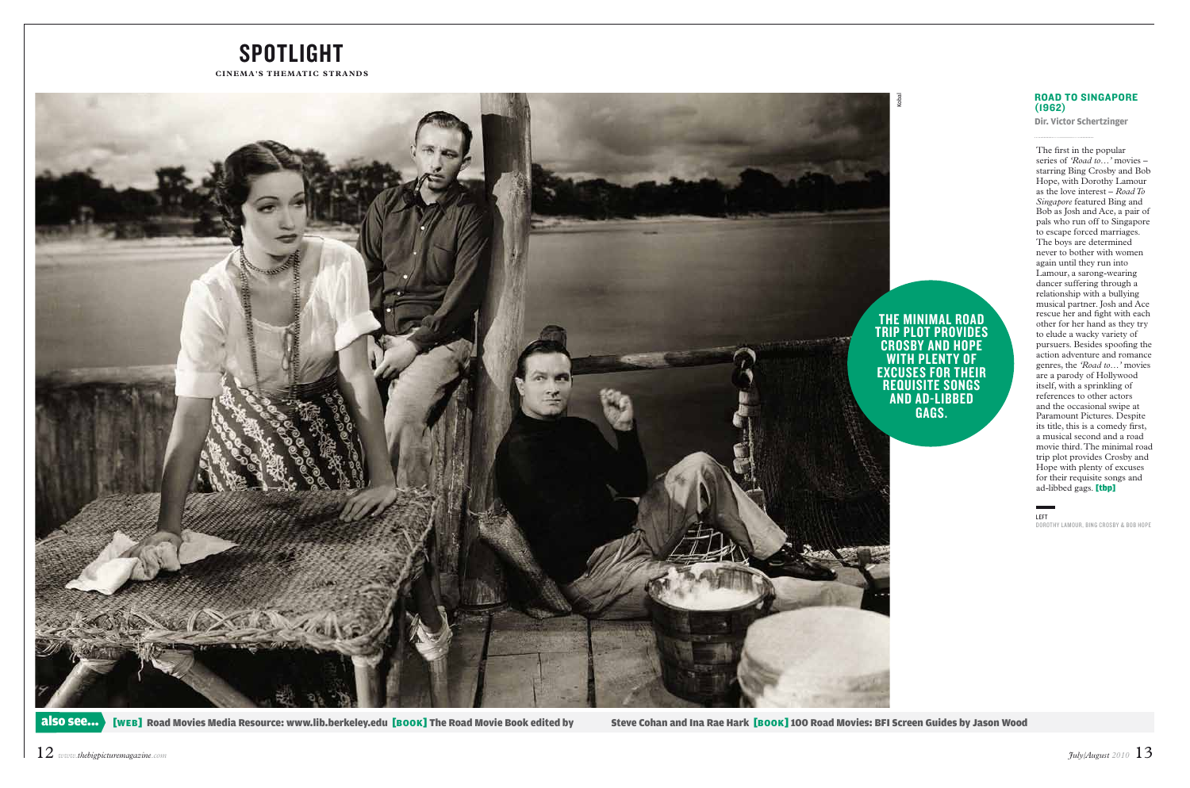# SPOTLIGHT

CINEMA'S THEMATIC STRANDS

Kobal

## ROAD TO SINGAPORE (1962)

**Dir. Victor Schertzinger**

The first in the popular series of *'Road to…'* movies – starring Bing Crosby and Bob Hope, with Dorothy Lamour as the love interest – *Road To Singapore* featured Bing and Bob as Josh and Ace, a pair of pals who run off to Singapore to escape forced marriages. The boys are determined never to bother with women again until they run into Lamour, a sarong-wearing dancer suffering through a relationship with a bullying musical partner. Josh and Ace rescue her and fight with each other for her hand as they try to elude a wacky variety of pursuers. Besides spoofing the action adventure and romance genres, the *'Road to…'* movies are a parody of Hollywood itself, with a sprinkling of references to other actors and the occasional swipe at Paramount Pictures. Despite its title, this is a comedy first, a musical second and a road movie third. The minimal road trip plot provides Crosby and Hope with plenty of excuses for their requisite songs and ad-libbed gags. **[tbp]**

**THE MINIMAL ROAD TRIP PLOT PROVIDES CROSBY AND HOPE WITH PLENTY OF EXCUSES FOR THEIR REQUISITE SONGS AND AD-LIBBED GAGS.**

LEFT
DOROTHY LAMOUR, BING CROSBY & BOB HOPE

**also see…** [WEB] Road Movies Media Resource: www.lib.berkeley.edu [BOOK] The Road Movie Book edited by Steve Cohan and Ina Rae Hark [BOOK] 100 Road Movies: BFI Screen Guides by Jason Wood